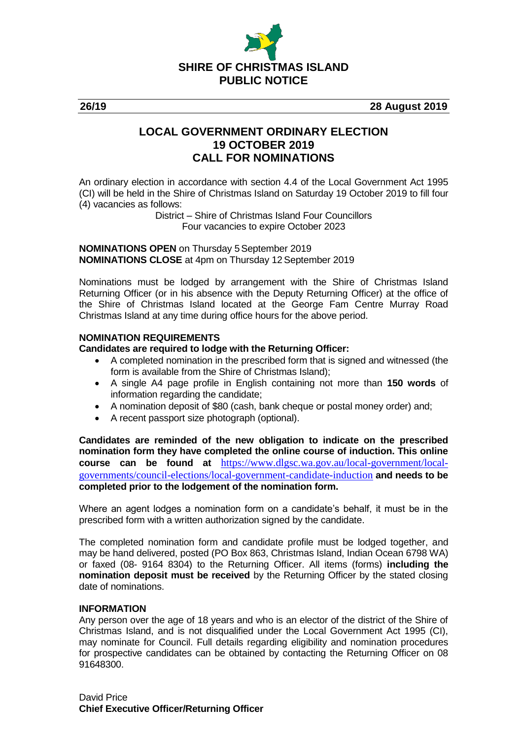# SHIRE OF CHRISTMAS ISLAND
# PUBLIC NOTICE

**26/19** **28 August 2019**

## LOCAL GOVERNMENT ORDINARY ELECTION
## 19 OCTOBER 2019
## CALL FOR NOMINATIONS

An ordinary election in accordance with section 4.4 of the Local Government Act 1995 (CI) will be held in the Shire of Christmas Island on Saturday 19 October 2019 to fill four (4) vacancies as follows:

District – Shire of Christmas Island Four Councillors
Four vacancies to expire October 2023

**NOMINATIONS OPEN** on Thursday 5 September 2019
**NOMINATIONS CLOSE** at 4pm on Thursday 12 September 2019

Nominations must be lodged by arrangement with the Shire of Christmas Island Returning Officer (or in his absence with the Deputy Returning Officer) at the office of the Shire of Christmas Island located at the George Fam Centre Murray Road Christmas Island at any time during office hours for the above period.

**NOMINATION REQUIREMENTS**

**Candidates are required to lodge with the Returning Officer:**

- A completed nomination in the prescribed form that is signed and witnessed (the form is available from the Shire of Christmas Island);
- A single A4 page profile in English containing not more than **150 words** of information regarding the candidate;
- A nomination deposit of $80 (cash, bank cheque or postal money order) and;
- A recent passport size photograph (optional).

**Candidates are reminded of the new obligation to indicate on the prescribed nomination form they have completed the online course of induction. This online course can be found at** https://www.dlgsc.wa.gov.au/local-government/local-governments/council-elections/local-government-candidate-induction **and needs to be completed prior to the lodgement of the nomination form.**

Where an agent lodges a nomination form on a candidate's behalf, it must be in the prescribed form with a written authorization signed by the candidate.

The completed nomination form and candidate profile must be lodged together, and may be hand delivered, posted (PO Box 863, Christmas Island, Indian Ocean 6798 WA) or faxed (08- 9164 8304) to the Returning Officer. All items (forms) **including the nomination deposit must be received** by the Returning Officer by the stated closing date of nominations.

**INFORMATION**

Any person over the age of 18 years and who is an elector of the district of the Shire of Christmas Island, and is not disqualified under the Local Government Act 1995 (CI), may nominate for Council. Full details regarding eligibility and nomination procedures for prospective candidates can be obtained by contacting the Returning Officer on 08 91648300.

David Price
**Chief Executive Officer/Returning Officer**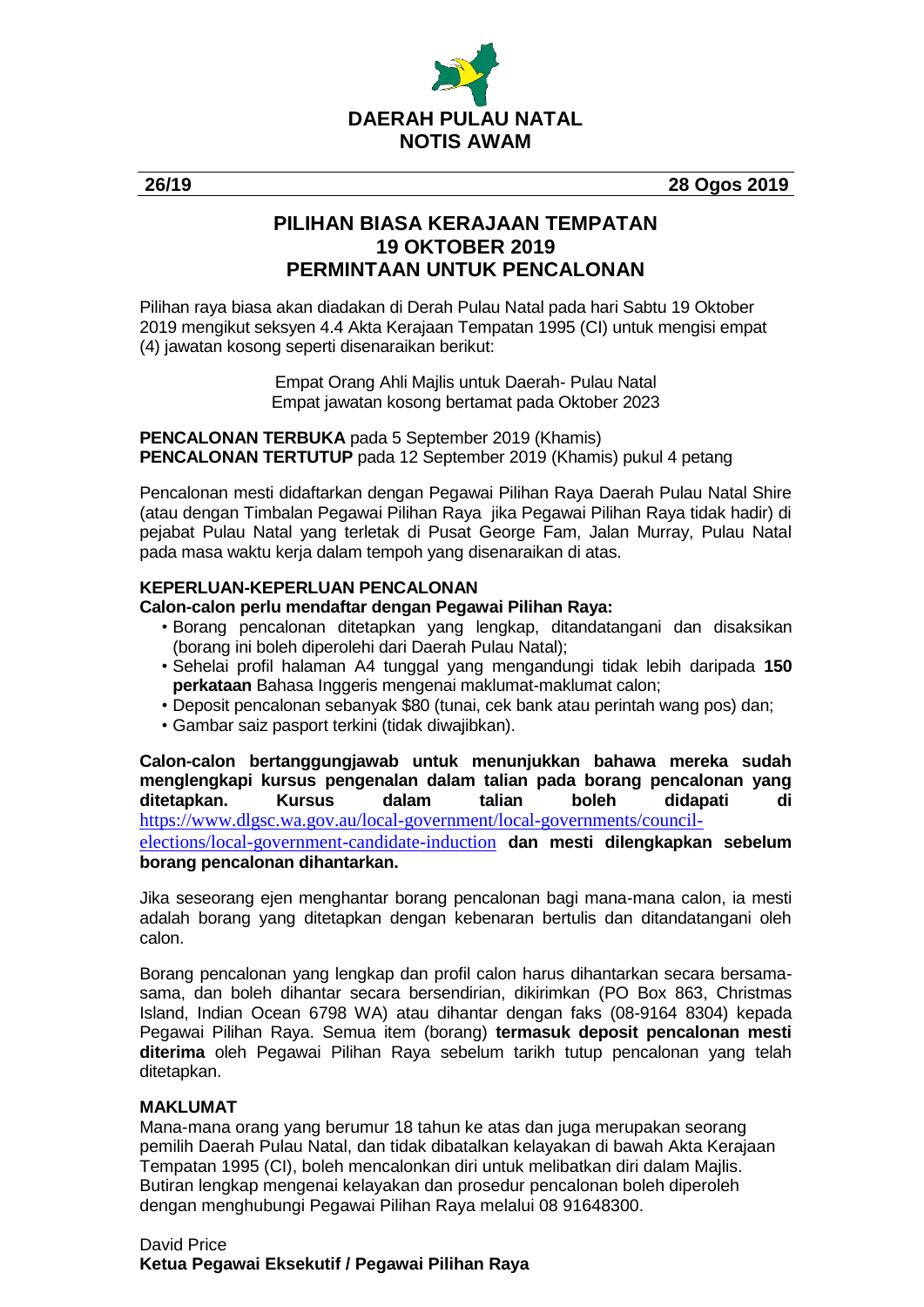**DAERAH PULAU NATAL**
**NOTIS AWAM**

**26/19** **28 Ogos 2019**

# PILIHAN BIASA KERAJAAN TEMPATAN
# 19 OKTOBER 2019
# PERMINTAAN UNTUK PENCALONAN

Pilihan raya biasa akan diadakan di Derah Pulau Natal pada hari Sabtu 19 Oktober 2019 mengikut seksyen 4.4 Akta Kerajaan Tempatan 1995 (CI) untuk mengisi empat (4) jawatan kosong seperti disenaraikan berikut:

Empat Orang Ahli Majlis untuk Daerah- Pulau Natal
Empat jawatan kosong bertamat pada Oktober 2023

**PENCALONAN TERBUKA** pada 5 September 2019 (Khamis)
**PENCALONAN TERTUTUP** pada 12 September 2019 (Khamis) pukul 4 petang

Pencalonan mesti didaftarkan dengan Pegawai Pilihan Raya Daerah Pulau Natal Shire (atau dengan Timbalan Pegawai Pilihan Raya jika Pegawai Pilihan Raya tidak hadir) di pejabat Pulau Natal yang terletak di Pusat George Fam, Jalan Murray, Pulau Natal pada masa waktu kerja dalam tempoh yang disenaraikan di atas.

**KEPERLUAN-KEPERLUAN PENCALONAN**
**Calon-calon perlu mendaftar dengan Pegawai Pilihan Raya:**

- Borang pencalonan ditetapkan yang lengkap, ditandatangani dan disaksikan (borang ini boleh diperolehi dari Daerah Pulau Natal);
- Sehelai profil halaman A4 tunggal yang mengandungi tidak lebih daripada **150 perkataan** Bahasa Inggeris mengenai maklumat-maklumat calon;
- Deposit pencalonan sebanyak $80 (tunai, cek bank atau perintah wang pos) dan;
- Gambar saiz pasport terkini (tidak diwajibkan).

**Calon-calon bertanggungjawab untuk menunjukkan bahawa mereka sudah menglengkapi kursus pengenalan dalam talian pada borang pencalonan yang ditetapkan. Kursus dalam talian boleh didapati di** https://www.dlgsc.wa.gov.au/local-government/local-governments/council-elections/local-government-candidate-induction **dan mesti dilengkapkan sebelum borang pencalonan dihantarkan.**

Jika seseorang ejen menghantar borang pencalonan bagi mana-mana calon, ia mesti adalah borang yang ditetapkan dengan kebenaran bertulis dan ditandatangani oleh calon.

Borang pencalonan yang lengkap dan profil calon harus dihantarkan secara bersama-sama, dan boleh dihantar secara bersendirian, dikirimkan (PO Box 863, Christmas Island, Indian Ocean 6798 WA) atau dihantar dengan faks (08-9164 8304) kepada Pegawai Pilihan Raya. Semua item (borang) **termasuk deposit pencalonan mesti diterima** oleh Pegawai Pilihan Raya sebelum tarikh tutup pencalonan yang telah ditetapkan.

**MAKLUMAT**
Mana-mana orang yang berumur 18 tahun ke atas dan juga merupakan seorang pemilih Daerah Pulau Natal, dan tidak dibatalkan kelayakan di bawah Akta Kerajaan Tempatan 1995 (CI), boleh mencalonkan diri untuk melibatkan diri dalam Majlis. Butiran lengkap mengenai kelayakan dan prosedur pencalonan boleh diperoleh dengan menghubungi Pegawai Pilihan Raya melalui 08 91648300.

David Price
**Ketua Pegawai Eksekutif / Pegawai Pilihan Raya**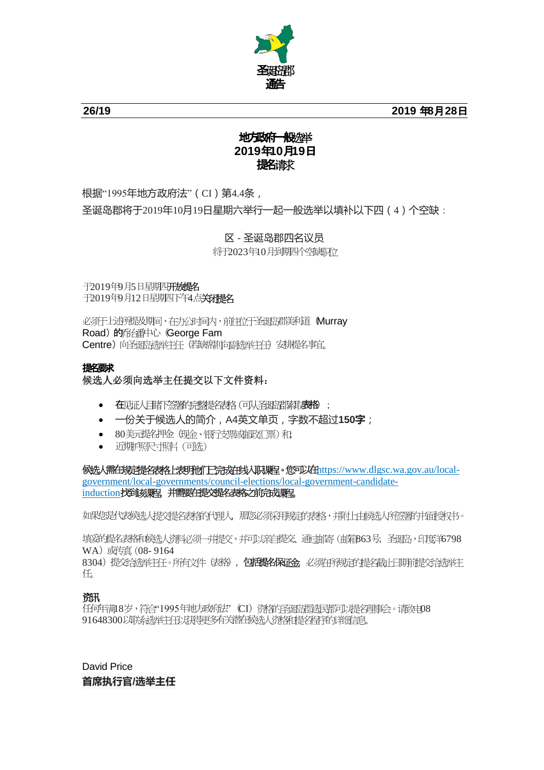圣诞岛郡
通告

**26/19** **2019 年8月28日**

## 地方政府一般选举
## 2019年10月19日
## 提名请求

根据"1995年地方政府法"（CI）第4.4条，

圣诞岛郡将于2019年10月19日星期六举行一起一般选举以填补以下四（4）个空缺：

区 - 圣诞岛郡四名议员

将于2023年10月到期四个空缺职位

于2019年9月5日星期四**开放提名**
于2019年9月12日星期四下午4点**关闭提名**

必须于上述所提及期间，在办公时间内，前往位于圣诞岛郡莫利道（Murray Road）的乔治番中心（George Fam Centre）向圣诞岛选举主任（若缺席则向副选举主任）安排提名事宜。

**提名要求**
候选人必须向选举主任提交以下文件资料：

- 在见证人目睹下签署的完整提名表格（可从圣诞岛郡索取**表格**）；
- 一份关于候选人的简介，A4英文单页，字数不超过**150**字；
- 80美元提名押金（现金、银行支票或邮政汇票）和
- 近期护照尺寸照片（可选）

**候选人需在规定提名表格上表明他们已完成在线入职课程。您可以在**https://www.dlgsc.wa.gov.au/local-government/local-governments/council-elections/local-government-candidate-induction**找到该课程，并需要在提交提名表格之前完成课程。**

如果您是代表候选人提交提名表格的代理人，那您必须采用规定的表格，并附上由候选人所签署的书面授权书。

填妥的提名表格和候选人资料必须一并提交，并可以亲自提交、通过邮寄（邮箱863号，圣诞岛，印度洋6798 WA）或传真（08- 9164 8304）提交给选举主任。所有文件（表格），**包括提名保证金**，必须在所规定的提名截止日期前提交给选举主任。

**资讯**
任何年满18岁，符合"1995年地方政府法"（CI）资格的圣诞岛郡选民都可以提名理事会。请致电08 91648300以联系选举主任以获得更多有关潜在候选人资格和提名程序的详细信息。

David Price
**首席执行官/选举主任**